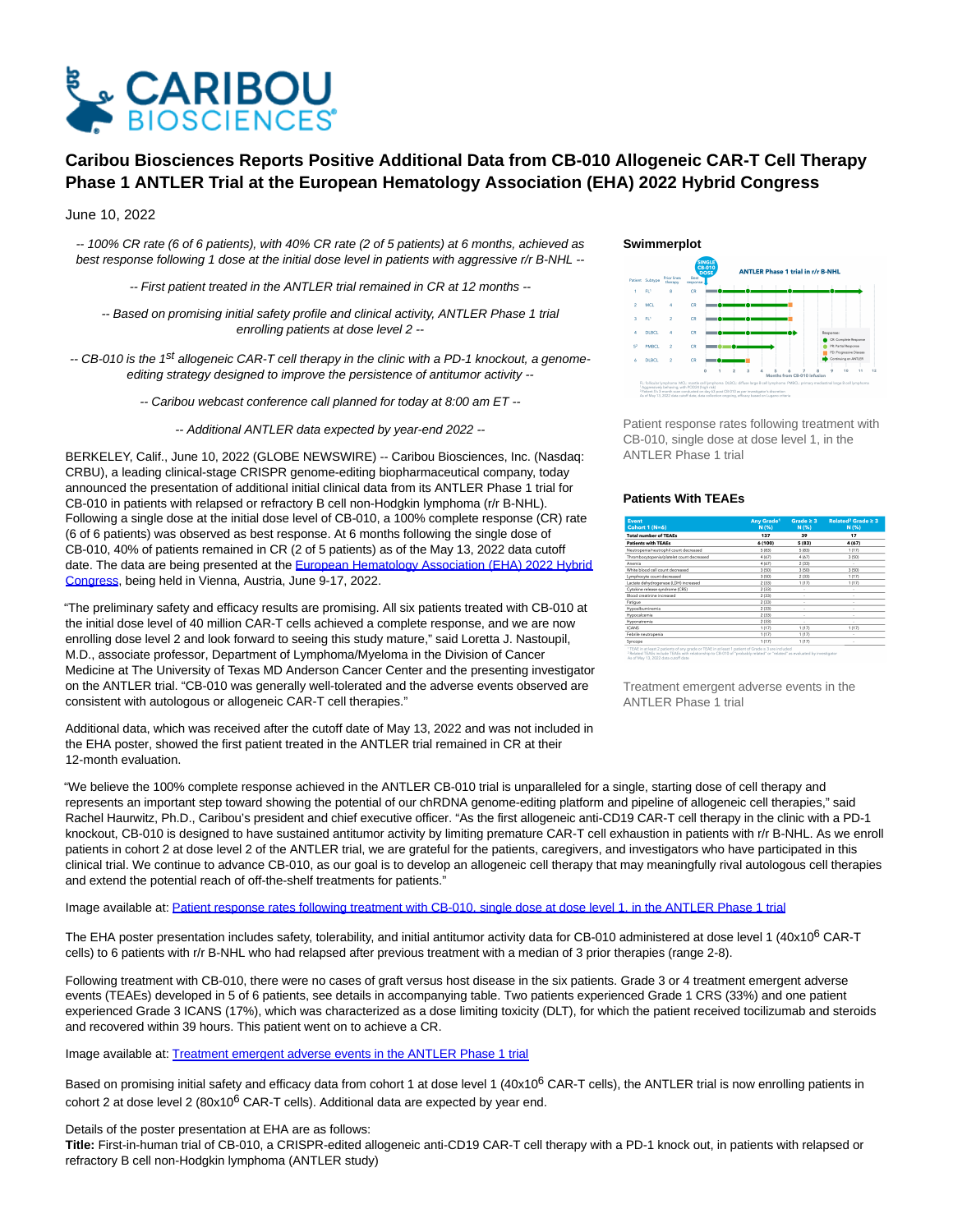# Caribou Biosciences Reports Positive Additional Data from CB-010 Allogeneic CAR-T Cell Therapy Phase 1 ANTLER Trial at the European Hematology Association (EHA) 2022 Hybrid Congress

June 10, 2022

*-- 100% CR rate (6 of 6 patients), with 40% CR rate (2 of 5 patients) at 6 months, achieved as best response following 1 dose at the initial dose level in patients with aggressive r/r B-NHL --*

*-- First patient treated in the ANTLER trial remained in CR at 12 months --*

*-- Based on promising initial safety profile and clinical activity, ANTLER Phase 1 trial enrolling patients at dose level 2 --*

*-- CB-010 is the 1st allogeneic CAR-T cell therapy in the clinic with a PD-1 knockout, a genome-editing strategy designed to improve the persistence of antitumor activity --*

*-- Caribou webcast conference call planned for today at 8:00 am ET --*

*-- Additional ANTLER data expected by year-end 2022 --*

BERKELEY, Calif., June 10, 2022 (GLOBE NEWSWIRE) -- Caribou Biosciences, Inc. (Nasdaq: CRBU), a leading clinical-stage CRISPR genome-editing biopharmaceutical company, today announced the presentation of additional initial clinical data from its ANTLER Phase 1 trial for CB-010 in patients with relapsed or refractory B cell non-Hodgkin lymphoma (r/r B-NHL). Following a single dose at the initial dose level of CB-010, a 100% complete response (CR) rate (6 of 6 patients) was observed as best response. At 6 months following the single dose of CB-010, 40% of patients remained in CR (2 of 5 patients) as of the May 13, 2022 data cutoff date. The data are being presented at the European Hematology Association (EHA) 2022 Hybrid Congress, being held in Vienna, Austria, June 9-17, 2022.

"The preliminary safety and efficacy results are promising. All six patients treated with CB-010 at the initial dose level of 40 million CAR-T cells achieved a complete response, and we are now enrolling dose level 2 and look forward to seeing this study mature," said Loretta J. Nastoupil, M.D., associate professor, Department of Lymphoma/Myeloma in the Division of Cancer Medicine at The University of Texas MD Anderson Cancer Center and the presenting investigator on the ANTLER trial. "CB-010 was generally well-tolerated and the adverse events observed are consistent with autologous or allogeneic CAR-T cell therapies."

Additional data, which was received after the cutoff date of May 13, 2022 and was not included in the EHA poster, showed the first patient treated in the ANTLER trial remained in CR at their 12-month evaluation.

**Swimmerplot**

Patient response rates following treatment with CB-010, single dose at dose level 1, in the ANTLER Phase 1 trial

**Patients With TEAEs**

Treatment emergent adverse events in the ANTLER Phase 1 trial

"We believe the 100% complete response achieved in the ANTLER CB-010 trial is unparalleled for a single, starting dose of cell therapy and represents an important step toward showing the potential of our chRDNA genome-editing platform and pipeline of allogeneic cell therapies," said Rachel Haurwitz, Ph.D., Caribou's president and chief executive officer. "As the first allogeneic anti-CD19 CAR-T cell therapy in the clinic with a PD-1 knockout, CB-010 is designed to have sustained antitumor activity by limiting premature CAR-T cell exhaustion in patients with r/r B-NHL. As we enroll patients in cohort 2 at dose level 2 of the ANTLER trial, we are grateful for the patients, caregivers, and investigators who have participated in this clinical trial. We continue to advance CB-010, as our goal is to develop an allogeneic cell therapy that may meaningfully rival autologous cell therapies and extend the potential reach of off-the-shelf treatments for patients."

Image available at: Patient response rates following treatment with CB-010, single dose at dose level 1, in the ANTLER Phase 1 trial

The EHA poster presentation includes safety, tolerability, and initial antitumor activity data for CB-010 administered at dose level 1 (40x10$^6$ CAR-T cells) to 6 patients with r/r B-NHL who had relapsed after previous treatment with a median of 3 prior therapies (range 2-8).

Following treatment with CB-010, there were no cases of graft versus host disease in the six patients. Grade 3 or 4 treatment emergent adverse events (TEAEs) developed in 5 of 6 patients, see details in accompanying table. Two patients experienced Grade 1 CRS (33%) and one patient experienced Grade 3 ICANS (17%), which was characterized as a dose limiting toxicity (DLT), for which the patient received tocilizumab and steroids and recovered within 39 hours. This patient went on to achieve a CR.

Image available at: Treatment emergent adverse events in the ANTLER Phase 1 trial

Based on promising initial safety and efficacy data from cohort 1 at dose level 1 (40x10$^6$ CAR-T cells), the ANTLER trial is now enrolling patients in cohort 2 at dose level 2 (80x10$^6$ CAR-T cells). Additional data are expected by year end.

Details of the poster presentation at EHA are as follows:
**Title:** First-in-human trial of CB-010, a CRISPR-edited allogeneic anti-CD19 CAR-T cell therapy with a PD-1 knock out, in patients with relapsed or refractory B cell non-Hodgkin lymphoma (ANTLER study)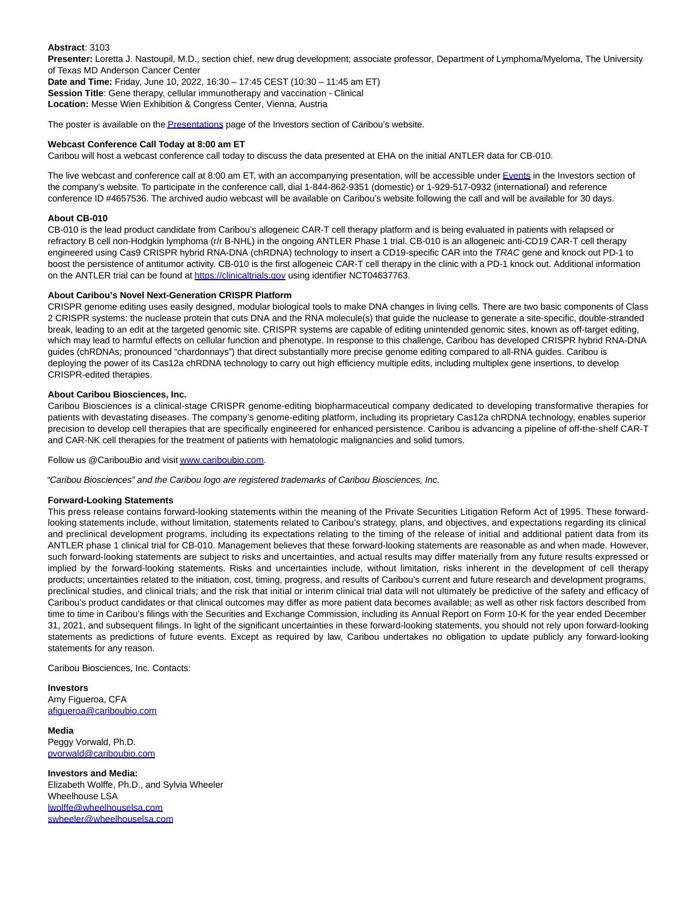**Abstract**: 3103
**Presenter:** Loretta J. Nastoupil, M.D., section chief, new drug development; associate professor, Department of Lymphoma/Myeloma, The University of Texas MD Anderson Cancer Center
**Date and Time:** Friday, June 10, 2022, 16:30 – 17:45 CEST (10:30 – 11:45 am ET)
**Session Title**: Gene therapy, cellular immunotherapy and vaccination - Clinical
**Location:** Messe Wien Exhibition & Congress Center, Vienna, Austria

The poster is available on the Presentations page of the Investors section of Caribou's website.

**Webcast Conference Call Today at 8:00 am ET**

Caribou will host a webcast conference call today to discuss the data presented at EHA on the initial ANTLER data for CB-010.

The live webcast and conference call at 8:00 am ET, with an accompanying presentation, will be accessible under Events in the Investors section of the company's website. To participate in the conference call, dial 1-844-862-9351 (domestic) or 1-929-517-0932 (international) and reference conference ID #4657536. The archived audio webcast will be available on Caribou's website following the call and will be available for 30 days.

**About CB-010**

CB-010 is the lead product candidate from Caribou's allogeneic CAR-T cell therapy platform and is being evaluated in patients with relapsed or refractory B cell non-Hodgkin lymphoma (r/r B-NHL) in the ongoing ANTLER Phase 1 trial. CB-010 is an allogeneic anti-CD19 CAR-T cell therapy engineered using Cas9 CRISPR hybrid RNA-DNA (chRDNA) technology to insert a CD19-specific CAR into the *TRAC* gene and knock out PD-1 to boost the persistence of antitumor activity. CB-010 is the first allogeneic CAR-T cell therapy in the clinic with a PD-1 knock out. Additional information on the ANTLER trial can be found at https://clinicaltrials.gov using identifier NCT04637763.

**About Caribou's Novel Next-Generation CRISPR Platform**

CRISPR genome editing uses easily designed, modular biological tools to make DNA changes in living cells. There are two basic components of Class 2 CRISPR systems: the nuclease protein that cuts DNA and the RNA molecule(s) that guide the nuclease to generate a site-specific, double-stranded break, leading to an edit at the targeted genomic site. CRISPR systems are capable of editing unintended genomic sites, known as off-target editing, which may lead to harmful effects on cellular function and phenotype. In response to this challenge, Caribou has developed CRISPR hybrid RNA-DNA guides (chRDNAs; pronounced "chardonnays") that direct substantially more precise genome editing compared to all-RNA guides. Caribou is deploying the power of its Cas12a chRDNA technology to carry out high efficiency multiple edits, including multiplex gene insertions, to develop CRISPR-edited therapies.

**About Caribou Biosciences, Inc.**

Caribou Biosciences is a clinical-stage CRISPR genome-editing biopharmaceutical company dedicated to developing transformative therapies for patients with devastating diseases. The company's genome-editing platform, including its proprietary Cas12a chRDNA technology, enables superior precision to develop cell therapies that are specifically engineered for enhanced persistence. Caribou is advancing a pipeline of off-the-shelf CAR-T and CAR-NK cell therapies for the treatment of patients with hematologic malignancies and solid tumors.

Follow us @CaribouBio and visit www.cariboubio.com.

*"Caribou Biosciences" and the Caribou logo are registered trademarks of Caribou Biosciences, Inc.*

**Forward-Looking Statements**

This press release contains forward-looking statements within the meaning of the Private Securities Litigation Reform Act of 1995. These forward-looking statements include, without limitation, statements related to Caribou's strategy, plans, and objectives, and expectations regarding its clinical and preclinical development programs, including its expectations relating to the timing of the release of initial and additional patient data from its ANTLER phase 1 clinical trial for CB-010. Management believes that these forward-looking statements are reasonable as and when made. However, such forward-looking statements are subject to risks and uncertainties, and actual results may differ materially from any future results expressed or implied by the forward-looking statements. Risks and uncertainties include, without limitation, risks inherent in the development of cell therapy products; uncertainties related to the initiation, cost, timing, progress, and results of Caribou's current and future research and development programs, preclinical studies, and clinical trials; and the risk that initial or interim clinical trial data will not ultimately be predictive of the safety and efficacy of Caribou's product candidates or that clinical outcomes may differ as more patient data becomes available; as well as other risk factors described from time to time in Caribou's filings with the Securities and Exchange Commission, including its Annual Report on Form 10-K for the year ended December 31, 2021, and subsequent filings. In light of the significant uncertainties in these forward-looking statements, you should not rely upon forward-looking statements as predictions of future events. Except as required by law, Caribou undertakes no obligation to update publicly any forward-looking statements for any reason.

Caribou Biosciences, Inc. Contacts:

**Investors**
Amy Figueroa, CFA
afigueroa@cariboubio.com

**Media**
Peggy Vorwald, Ph.D.
pvorwald@cariboubio.com

**Investors and Media:**
Elizabeth Wolffe, Ph.D., and Sylvia Wheeler
Wheelhouse LSA
lwolffe@wheelhouselsa.com
swheeler@wheelhouselsa.com